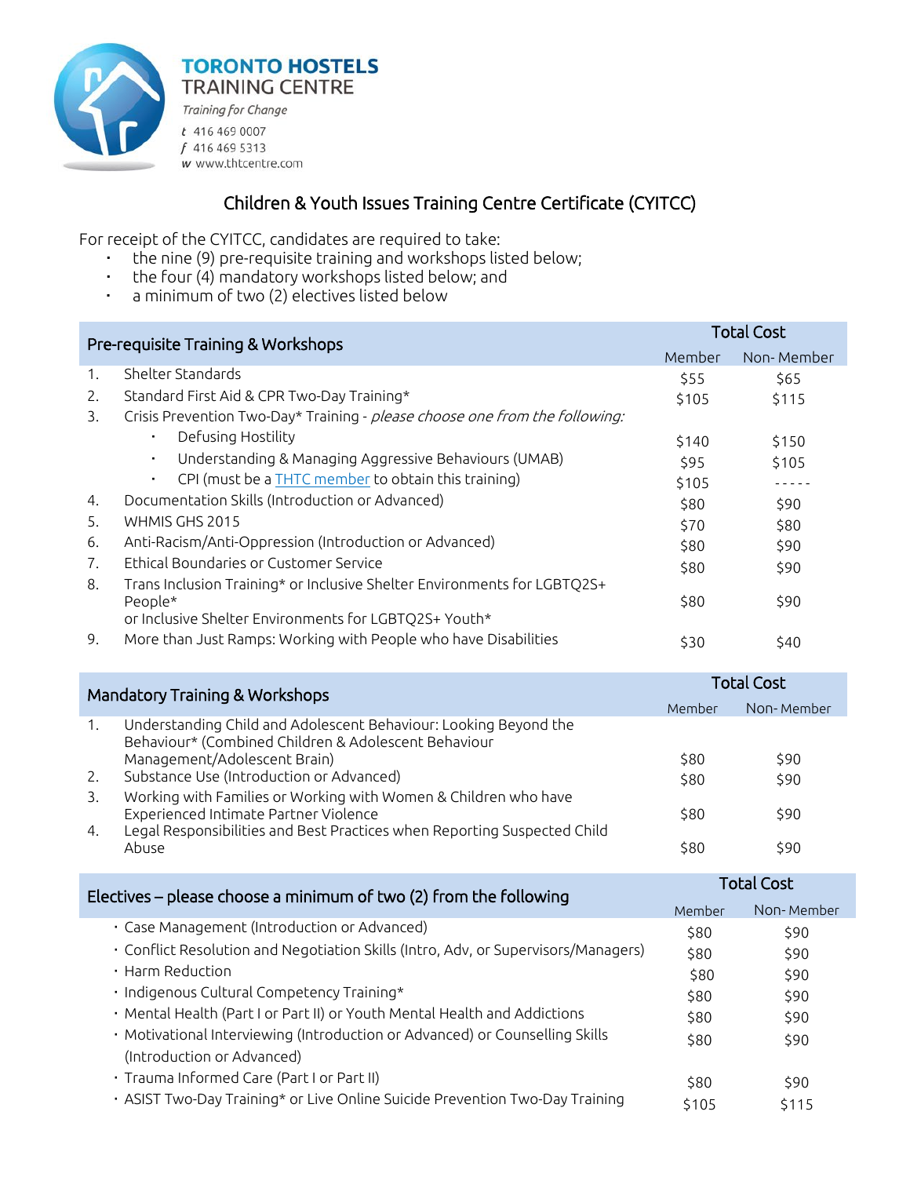**TORONTO HOSTELS TRAINING CENTRE**

*Training for Change*

t 416 469 0007
f 416 469 5313
w www.thtcentre.com

# Children & Youth Issues Training Centre Certificate (CYITCC)

For receipt of the CYITCC, candidates are required to take:

- the nine (9) pre-requisite training and workshops listed below;
- the four (4) mandatory workshops listed below; and
- a minimum of two (2) electives listed below

| Pre-requisite Training & Workshops | | Total Cost | |
|---|---|---|---|
| | | Member | Non- Member |
| 1. | Shelter Standards | $55 | $65 |
| 2. | Standard First Aid & CPR Two-Day Training* | $105 | $115 |
| 3. | Crisis Prevention Two-Day* Training - *please choose one from the following:* | | |
| | • Defusing Hostility | $140 | $150 |
| | • Understanding & Managing Aggressive Behaviours (UMAB) | $95 | $105 |
| | • CPI (must be a THTC member to obtain this training) | $105 | ----- |
| 4. | Documentation Skills (Introduction or Advanced) | $80 | $90 |
| 5. | WHMIS GHS 2015 | $70 | $80 |
| 6. | Anti-Racism/Anti-Oppression (Introduction or Advanced) | $80 | $90 |
| 7. | Ethical Boundaries or Customer Service | $80 | $90 |
| 8. | Trans Inclusion Training* or Inclusive Shelter Environments for LGBTQ2S+ People* or Inclusive Shelter Environments for LGBTQ2S+ Youth* | $80 | $90 |
| 9. | More than Just Ramps: Working with People who have Disabilities | $30 | $40 |

| Mandatory Training & Workshops | | Total Cost | |
|---|---|---|---|
| | | Member | Non- Member |
| 1. | Understanding Child and Adolescent Behaviour: Looking Beyond the Behaviour* (Combined Children & Adolescent Behaviour Management/Adolescent Brain) | $80 | $90 |
| 2. | Substance Use (Introduction or Advanced) | $80 | $90 |
| 3. | Working with Families or Working with Women & Children who have Experienced Intimate Partner Violence | $80 | $90 |
| 4. | Legal Responsibilities and Best Practices when Reporting Suspected Child Abuse | $80 | $90 |

| Electives – please choose a minimum of two (2) from the following | Total Cost | |
|---|---|---|
| | Member | Non- Member |
| • Case Management (Introduction or Advanced) | $80 | $90 |
| • Conflict Resolution and Negotiation Skills (Intro, Adv, or Supervisors/Managers) | $80 | $90 |
| • Harm Reduction | $80 | $90 |
| • Indigenous Cultural Competency Training* | $80 | $90 |
| • Mental Health (Part I or Part II) or Youth Mental Health and Addictions | $80 | $90 |
| • Motivational Interviewing (Introduction or Advanced) or Counselling Skills (Introduction or Advanced) | $80 | $90 |
| • Trauma Informed Care (Part I or Part II) | $80 | $90 |
| • ASIST Two-Day Training* or Live Online Suicide Prevention Two-Day Training | $105 | $115 |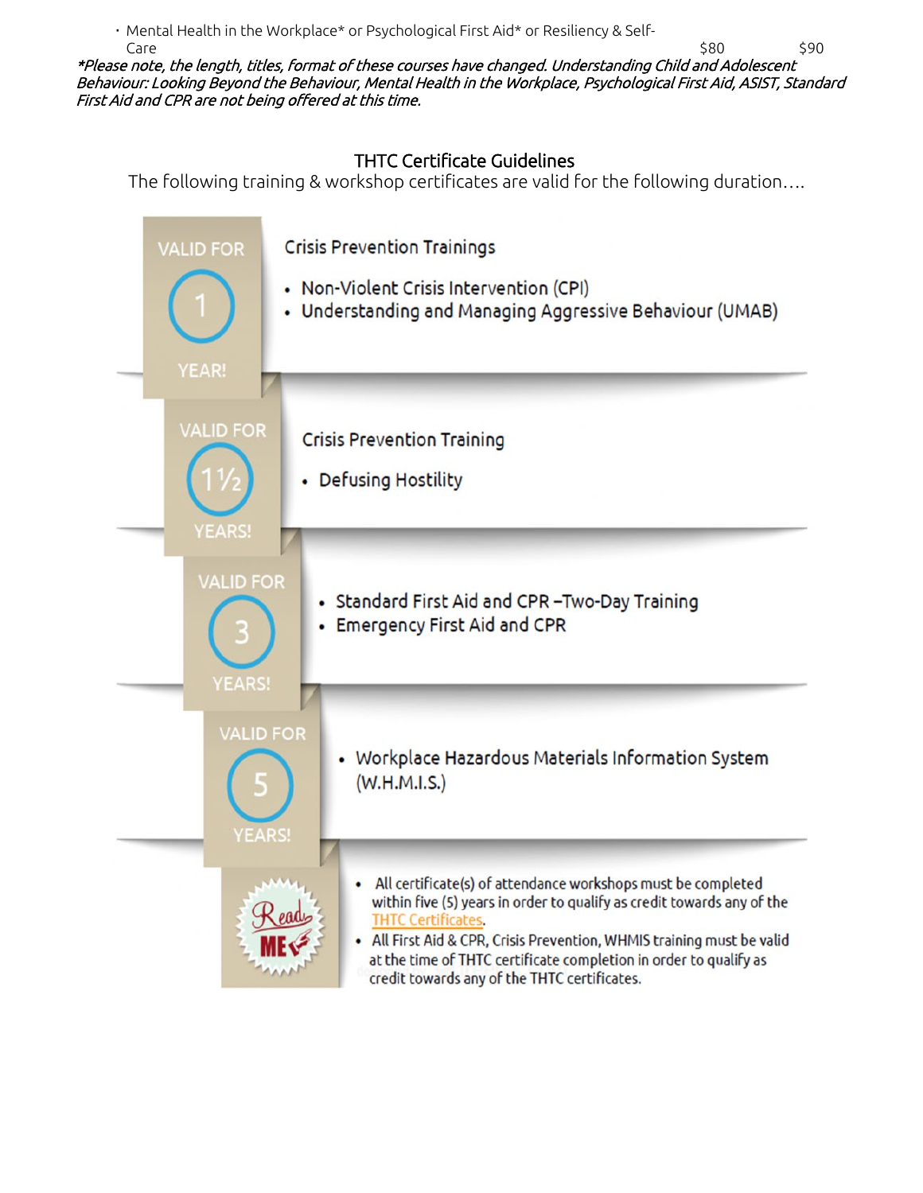- Mental Health in the Workplace* or Psychological First Aid* or Resiliency & Self-Care $80 $90

*\*Please note, the length, titles, format of these courses have changed. Understanding Child and Adolescent Behaviour: Looking Beyond the Behaviour, Mental Health in the Workplace, Psychological First Aid, ASIST, Standard First Aid and CPR are not being offered at this time.*

## THTC Certificate Guidelines

The following training & workshop certificates are valid for the following duration….

**VALID FOR 1 YEAR!**

Crisis Prevention Trainings

- Non-Violent Crisis Intervention (CPI)
- Understanding and Managing Aggressive Behaviour (UMAB)

**VALID FOR 1½ YEARS!**

Crisis Prevention Training

- Defusing Hostility

**VALID FOR 3 YEARS!**

- Standard First Aid and CPR –Two-Day Training
- Emergency First Aid and CPR

**VALID FOR 5 YEARS!**

- Workplace Hazardous Materials Information System (W.H.M.I.S.)

**Read ME**

- All certificate(s) of attendance workshops must be completed within five (5) years in order to qualify as credit towards any of the THTC Certificates.
- All First Aid & CPR, Crisis Prevention, WHMIS training must be valid at the time of THTC certificate completion in order to qualify as credit towards any of the THTC certificates.